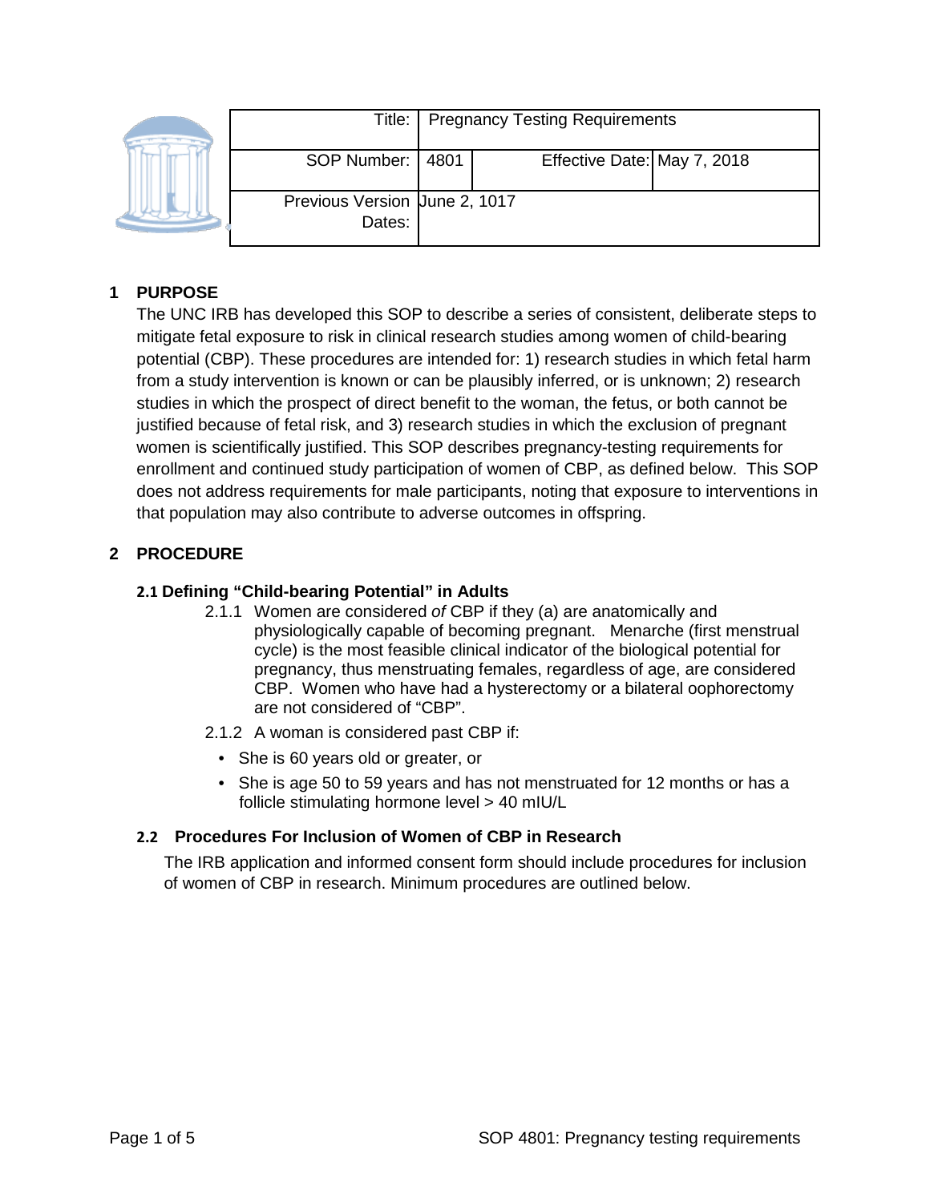| Title: | Pregnancy Testing Requirements | | |
|---|---|---|---|
| SOP Number: | 4801 | Effective Date: | May 7, 2018 |
| Previous Version Dates: | June 2, 1017 | | |

## 1 PURPOSE

The UNC IRB has developed this SOP to describe a series of consistent, deliberate steps to mitigate fetal exposure to risk in clinical research studies among women of child-bearing potential (CBP). These procedures are intended for: 1) research studies in which fetal harm from a study intervention is known or can be plausibly inferred, or is unknown; 2) research studies in which the prospect of direct benefit to the woman, the fetus, or both cannot be justified because of fetal risk, and 3) research studies in which the exclusion of pregnant women is scientifically justified. This SOP describes pregnancy-testing requirements for enrollment and continued study participation of women of CBP, as defined below. This SOP does not address requirements for male participants, noting that exposure to interventions in that population may also contribute to adverse outcomes in offspring.

## 2 PROCEDURE

### 2.1 Defining "Child-bearing Potential" in Adults

2.1.1 Women are considered *of* CBP if they (a) are anatomically and physiologically capable of becoming pregnant. Menarche (first menstrual cycle) is the most feasible clinical indicator of the biological potential for pregnancy, thus menstruating females, regardless of age, are considered CBP. Women who have had a hysterectomy or a bilateral oophorectomy are not considered of "CBP".

2.1.2 A woman is considered past CBP if:

- She is 60 years old or greater, or
- She is age 50 to 59 years and has not menstruated for 12 months or has a follicle stimulating hormone level > 40 mIU/L

### 2.2 Procedures For Inclusion of Women of CBP in Research

The IRB application and informed consent form should include procedures for inclusion of women of CBP in research. Minimum procedures are outlined below.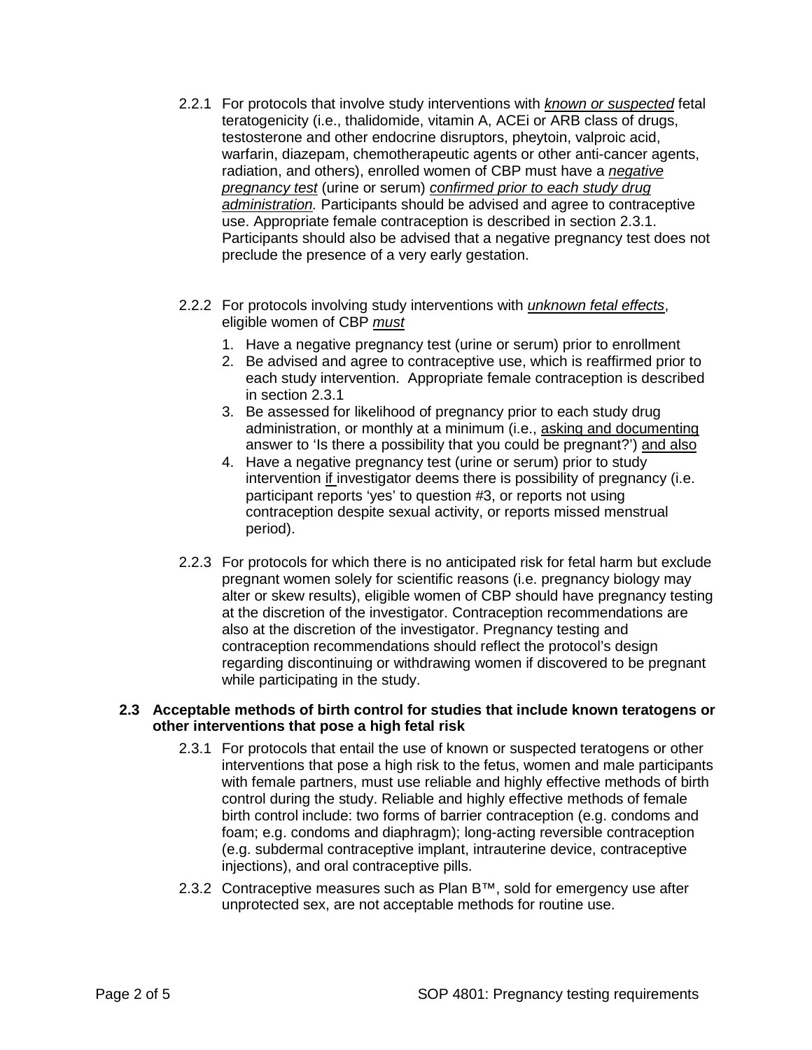2.2.1 For protocols that involve study interventions with *known or suspected* fetal teratogenicity (i.e., thalidomide, vitamin A, ACEi or ARB class of drugs, testosterone and other endocrine disruptors, pheytoin, valproic acid, warfarin, diazepam, chemotherapeutic agents or other anti-cancer agents, radiation, and others), enrolled women of CBP must have a *negative pregnancy test* (urine or serum) *confirmed prior to each study drug administration.* Participants should be advised and agree to contraceptive use. Appropriate female contraception is described in section 2.3.1. Participants should also be advised that a negative pregnancy test does not preclude the presence of a very early gestation.

2.2.2 For protocols involving study interventions with *unknown fetal effects*, eligible women of CBP *must*

1. Have a negative pregnancy test (urine or serum) prior to enrollment
2. Be advised and agree to contraceptive use, which is reaffirmed prior to each study intervention. Appropriate female contraception is described in section 2.3.1
3. Be assessed for likelihood of pregnancy prior to each study drug administration, or monthly at a minimum (i.e., asking and documenting answer to 'Is there a possibility that you could be pregnant?') and also
4. Have a negative pregnancy test (urine or serum) prior to study intervention if investigator deems there is possibility of pregnancy (i.e. participant reports 'yes' to question #3, or reports not using contraception despite sexual activity, or reports missed menstrual period).

2.2.3 For protocols for which there is no anticipated risk for fetal harm but exclude pregnant women solely for scientific reasons (i.e. pregnancy biology may alter or skew results), eligible women of CBP should have pregnancy testing at the discretion of the investigator. Contraception recommendations are also at the discretion of the investigator. Pregnancy testing and contraception recommendations should reflect the protocol's design regarding discontinuing or withdrawing women if discovered to be pregnant while participating in the study.

### 2.3 Acceptable methods of birth control for studies that include known teratogens or other interventions that pose a high fetal risk

2.3.1 For protocols that entail the use of known or suspected teratogens or other interventions that pose a high risk to the fetus, women and male participants with female partners, must use reliable and highly effective methods of birth control during the study. Reliable and highly effective methods of female birth control include: two forms of barrier contraception (e.g. condoms and foam; e.g. condoms and diaphragm); long-acting reversible contraception (e.g. subdermal contraceptive implant, intrauterine device, contraceptive injections), and oral contraceptive pills.

2.3.2 Contraceptive measures such as Plan B™, sold for emergency use after unprotected sex, are not acceptable methods for routine use.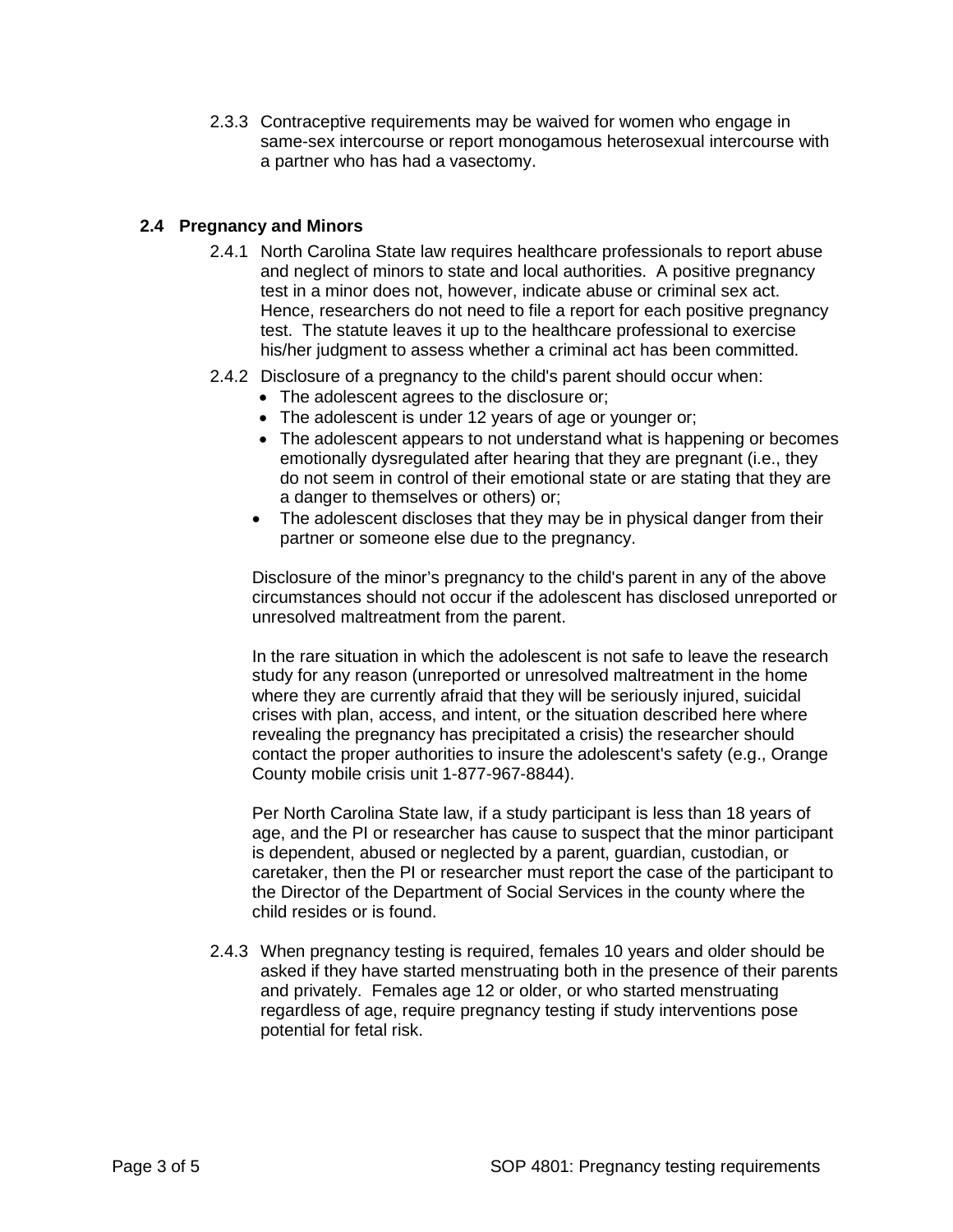2.3.3 Contraceptive requirements may be waived for women who engage in same-sex intercourse or report monogamous heterosexual intercourse with a partner who has had a vasectomy.

## 2.4 Pregnancy and Minors

2.4.1 North Carolina State law requires healthcare professionals to report abuse and neglect of minors to state and local authorities. A positive pregnancy test in a minor does not, however, indicate abuse or criminal sex act. Hence, researchers do not need to file a report for each positive pregnancy test. The statute leaves it up to the healthcare professional to exercise his/her judgment to assess whether a criminal act has been committed.

2.4.2 Disclosure of a pregnancy to the child's parent should occur when:

- The adolescent agrees to the disclosure or;
- The adolescent is under 12 years of age or younger or;
- The adolescent appears to not understand what is happening or becomes emotionally dysregulated after hearing that they are pregnant (i.e., they do not seem in control of their emotional state or are stating that they are a danger to themselves or others) or;
- The adolescent discloses that they may be in physical danger from their partner or someone else due to the pregnancy.

Disclosure of the minor's pregnancy to the child's parent in any of the above circumstances should not occur if the adolescent has disclosed unreported or unresolved maltreatment from the parent.

In the rare situation in which the adolescent is not safe to leave the research study for any reason (unreported or unresolved maltreatment in the home where they are currently afraid that they will be seriously injured, suicidal crises with plan, access, and intent, or the situation described here where revealing the pregnancy has precipitated a crisis) the researcher should contact the proper authorities to insure the adolescent's safety (e.g., Orange County mobile crisis unit 1-877-967-8844).

Per North Carolina State law, if a study participant is less than 18 years of age, and the PI or researcher has cause to suspect that the minor participant is dependent, abused or neglected by a parent, guardian, custodian, or caretaker, then the PI or researcher must report the case of the participant to the Director of the Department of Social Services in the county where the child resides or is found.

2.4.3 When pregnancy testing is required, females 10 years and older should be asked if they have started menstruating both in the presence of their parents and privately. Females age 12 or older, or who started menstruating regardless of age, require pregnancy testing if study interventions pose potential for fetal risk.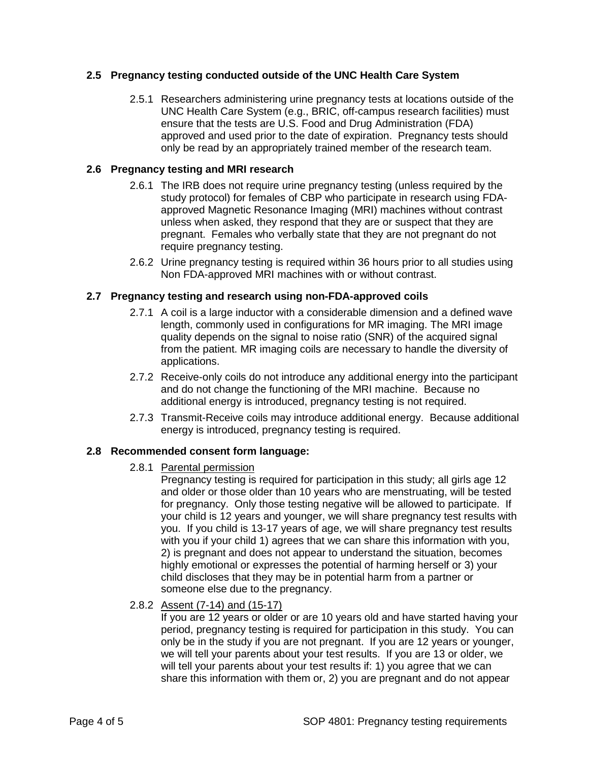### 2.5 Pregnancy testing conducted outside of the UNC Health Care System

2.5.1 Researchers administering urine pregnancy tests at locations outside of the UNC Health Care System (e.g., BRIC, off-campus research facilities) must ensure that the tests are U.S. Food and Drug Administration (FDA) approved and used prior to the date of expiration. Pregnancy tests should only be read by an appropriately trained member of the research team.

### 2.6 Pregnancy testing and MRI research

2.6.1 The IRB does not require urine pregnancy testing (unless required by the study protocol) for females of CBP who participate in research using FDA-approved Magnetic Resonance Imaging (MRI) machines without contrast unless when asked, they respond that they are or suspect that they are pregnant. Females who verbally state that they are not pregnant do not require pregnancy testing.

2.6.2 Urine pregnancy testing is required within 36 hours prior to all studies using Non FDA-approved MRI machines with or without contrast.

### 2.7 Pregnancy testing and research using non-FDA-approved coils

2.7.1 A coil is a large inductor with a considerable dimension and a defined wave length, commonly used in configurations for MR imaging. The MRI image quality depends on the signal to noise ratio (SNR) of the acquired signal from the patient. MR imaging coils are necessary to handle the diversity of applications.

2.7.2 Receive-only coils do not introduce any additional energy into the participant and do not change the functioning of the MRI machine. Because no additional energy is introduced, pregnancy testing is not required.

2.7.3 Transmit-Receive coils may introduce additional energy. Because additional energy is introduced, pregnancy testing is required.

### 2.8 Recommended consent form language:

2.8.1 Parental permission

Pregnancy testing is required for participation in this study; all girls age 12 and older or those older than 10 years who are menstruating, will be tested for pregnancy. Only those testing negative will be allowed to participate. If your child is 12 years and younger, we will share pregnancy test results with you. If you child is 13-17 years of age, we will share pregnancy test results with you if your child 1) agrees that we can share this information with you, 2) is pregnant and does not appear to understand the situation, becomes highly emotional or expresses the potential of harming herself or 3) your child discloses that they may be in potential harm from a partner or someone else due to the pregnancy.

2.8.2 Assent (7-14) and (15-17)

If you are 12 years or older or are 10 years old and have started having your period, pregnancy testing is required for participation in this study. You can only be in the study if you are not pregnant. If you are 12 years or younger, we will tell your parents about your test results. If you are 13 or older, we will tell your parents about your test results if: 1) you agree that we can share this information with them or, 2) you are pregnant and do not appear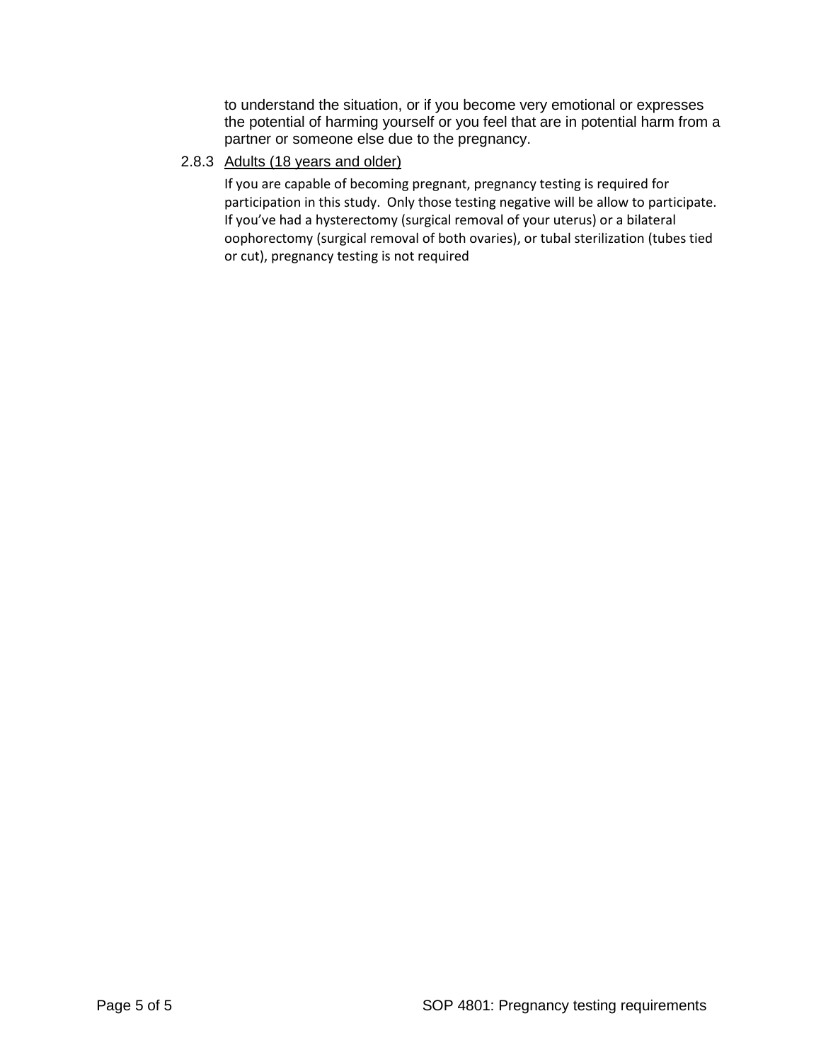to understand the situation, or if you become very emotional or expresses the potential of harming yourself or you feel that are in potential harm from a partner or someone else due to the pregnancy.

2.8.3 Adults (18 years and older)

If you are capable of becoming pregnant, pregnancy testing is required for participation in this study. Only those testing negative will be allow to participate. If you've had a hysterectomy (surgical removal of your uterus) or a bilateral oophorectomy (surgical removal of both ovaries), or tubal sterilization (tubes tied or cut), pregnancy testing is not required